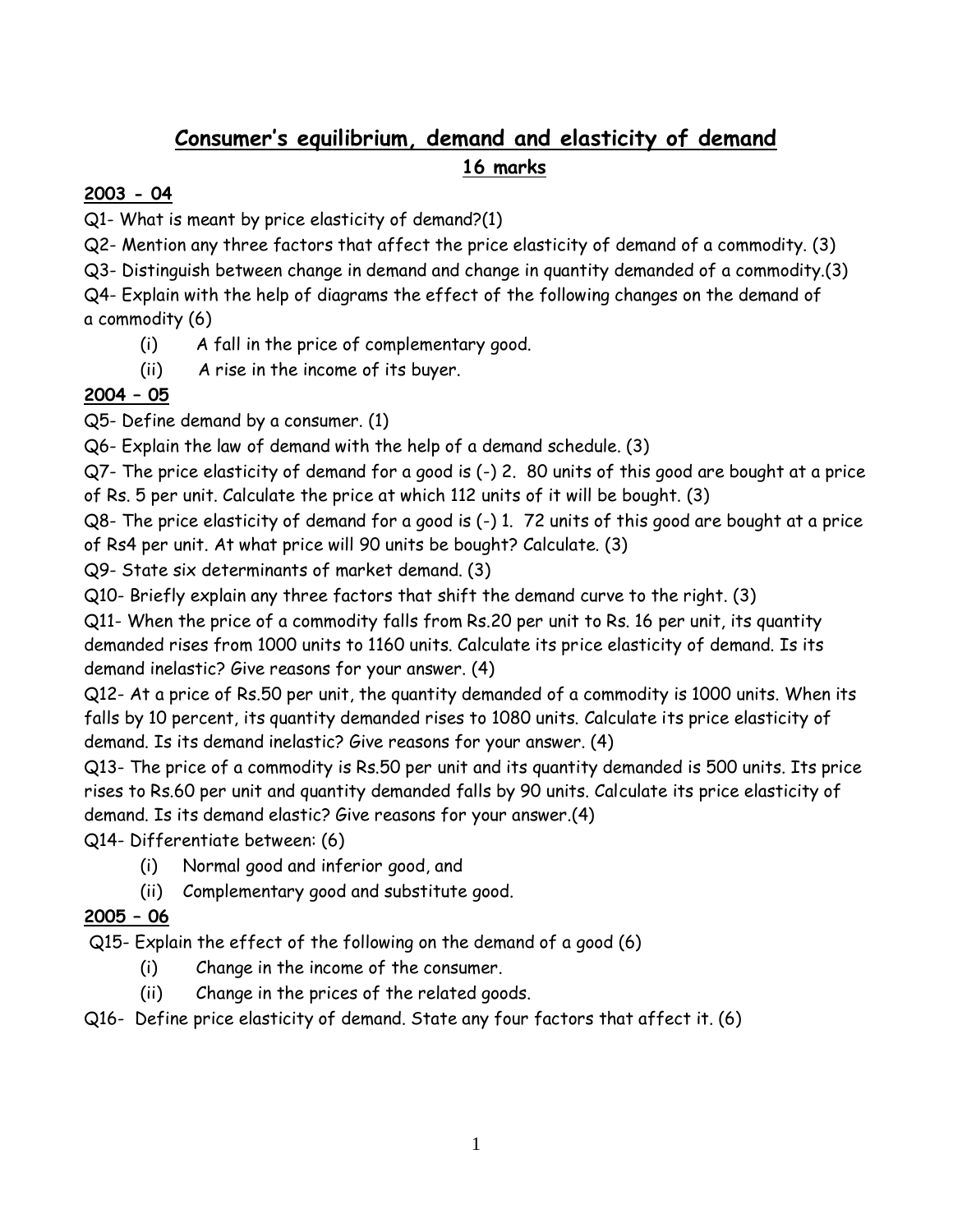# Consumer's equilibrium, demand and elasticity of demand

## 16 marks

### 2003 - 04

Q1- What is meant by price elasticity of demand?(1)

Q2- Mention any three factors that affect the price elasticity of demand of a commodity. (3)

Q3- Distinguish between change in demand and change in quantity demanded of a commodity.(3)

Q4- Explain with the help of diagrams the effect of the following changes on the demand of a commodity (6)

(i) A fall in the price of complementary good.

(ii) A rise in the income of its buyer.

### 2004 – 05

Q5- Define demand by a consumer. (1)

Q6- Explain the law of demand with the help of a demand schedule. (3)

Q7- The price elasticity of demand for a good is (-) 2. 80 units of this good are bought at a price of Rs. 5 per unit. Calculate the price at which 112 units of it will be bought. (3)

Q8- The price elasticity of demand for a good is (-) 1. 72 units of this good are bought at a price of Rs4 per unit. At what price will 90 units be bought? Calculate. (3)

Q9- State six determinants of market demand. (3)

Q10- Briefly explain any three factors that shift the demand curve to the right. (3)

Q11- When the price of a commodity falls from Rs.20 per unit to Rs. 16 per unit, its quantity demanded rises from 1000 units to 1160 units. Calculate its price elasticity of demand. Is its demand inelastic? Give reasons for your answer. (4)

Q12- At a price of Rs.50 per unit, the quantity demanded of a commodity is 1000 units. When its falls by 10 percent, its quantity demanded rises to 1080 units. Calculate its price elasticity of demand. Is its demand inelastic? Give reasons for your answer. (4)

Q13- The price of a commodity is Rs.50 per unit and its quantity demanded is 500 units. Its price rises to Rs.60 per unit and quantity demanded falls by 90 units. Calculate its price elasticity of demand. Is its demand elastic? Give reasons for your answer.(4)

Q14- Differentiate between: (6)

(i) Normal good and inferior good, and

(ii) Complementary good and substitute good.

### 2005 – 06

Q15- Explain the effect of the following on the demand of a good (6)

(i) Change in the income of the consumer.

(ii) Change in the prices of the related goods.

Q16- Define price elasticity of demand. State any four factors that affect it. (6)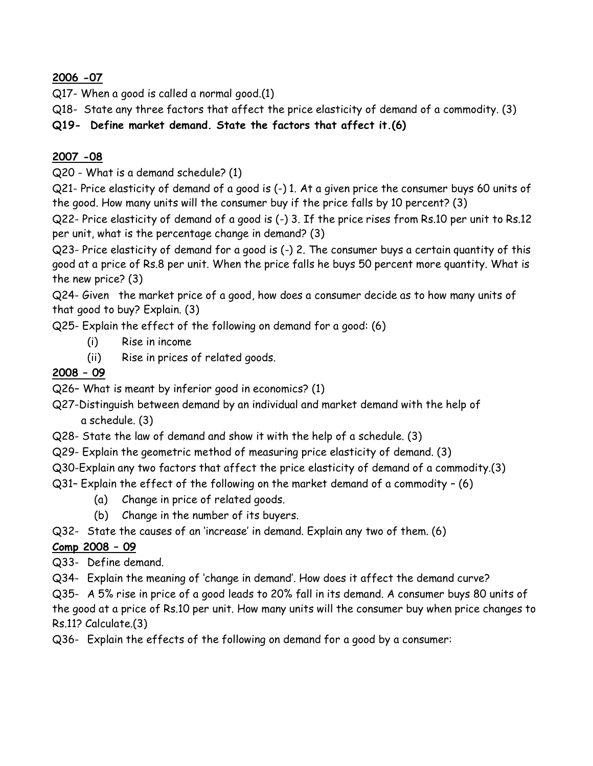**2006 -07**

Q17- When a good is called a normal good.(1)

Q18- State any three factors that affect the price elasticity of demand of a commodity. (3)

**Q19- Define market demand. State the factors that affect it.(6)**

**2007 -08**

Q20 - What is a demand schedule? (1)

Q21- Price elasticity of demand of a good is (-) 1. At a given price the consumer buys 60 units of the good. How many units will the consumer buy if the price falls by 10 percent? (3)

Q22- Price elasticity of demand of a good is (-) 3. If the price rises from Rs.10 per unit to Rs.12 per unit, what is the percentage change in demand? (3)

Q23- Price elasticity of demand for a good is (-) 2. The consumer buys a certain quantity of this good at a price of Rs.8 per unit. When the price falls he buys 50 percent more quantity. What is the new price? (3)

Q24- Given the market price of a good, how does a consumer decide as to how many units of that good to buy? Explain. (3)

Q25- Explain the effect of the following on demand for a good: (6)

(i) Rise in income

(ii) Rise in prices of related goods.

**2008 – 09**

Q26– What is meant by inferior good in economics? (1)

Q27-Distinguish between demand by an individual and market demand with the help of a schedule. (3)

Q28- State the law of demand and show it with the help of a schedule. (3)

Q29- Explain the geometric method of measuring price elasticity of demand. (3)

Q30-Explain any two factors that affect the price elasticity of demand of a commodity.(3)

Q31– Explain the effect of the following on the market demand of a commodity – (6)

(a) Change in price of related goods.

(b) Change in the number of its buyers.

Q32- State the causes of an 'increase' in demand. Explain any two of them. (6)

**Comp 2008 – 09**

Q33- Define demand.

Q34- Explain the meaning of 'change in demand'. How does it affect the demand curve?

Q35- A 5% rise in price of a good leads to 20% fall in its demand. A consumer buys 80 units of the good at a price of Rs.10 per unit. How many units will the consumer buy when price changes to Rs.11? Calculate.(3)

Q36- Explain the effects of the following on demand for a good by a consumer: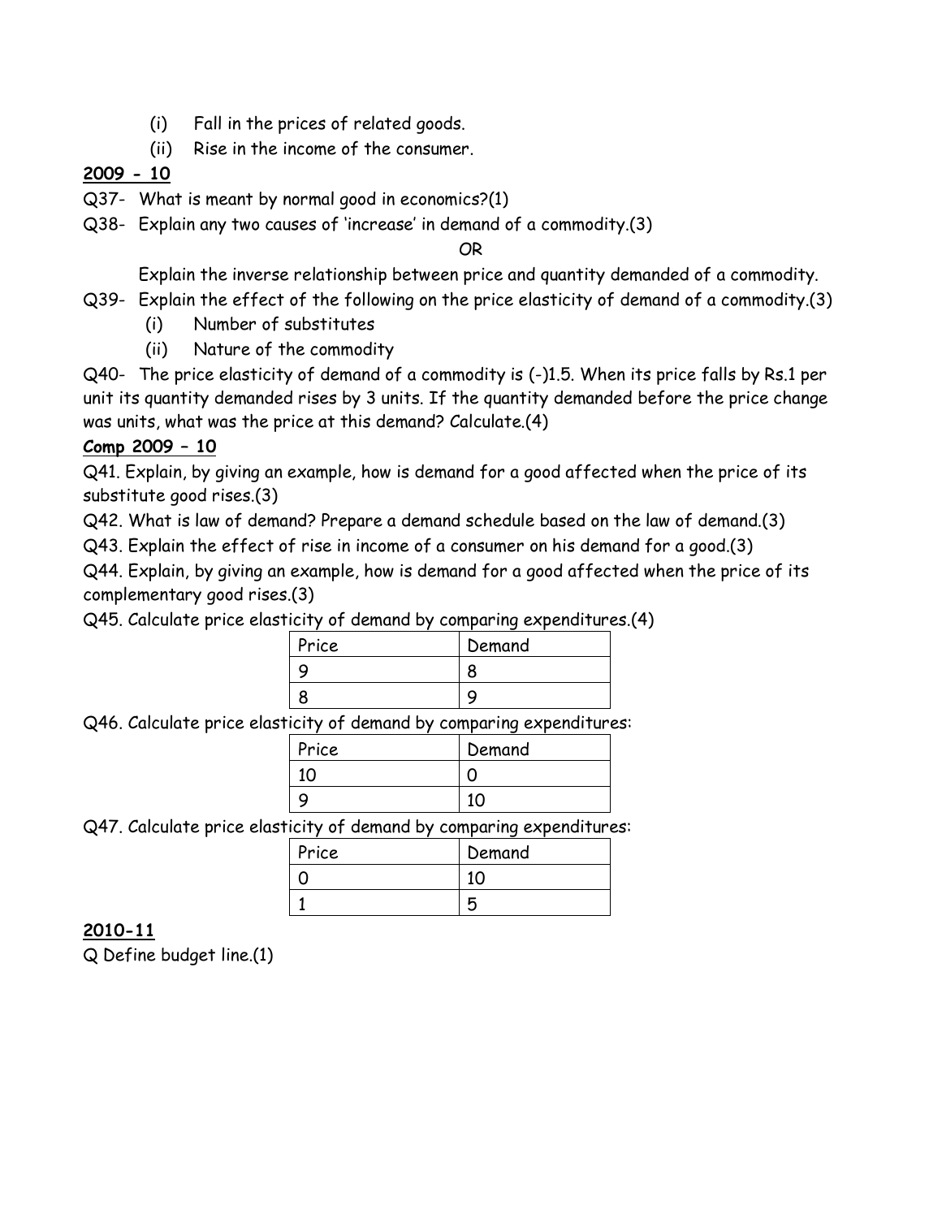(i) Fall in the prices of related goods.
(ii) Rise in the income of the consumer.

**2009 - 10**

Q37- What is meant by normal good in economics?(1)

Q38- Explain any two causes of 'increase' in demand of a commodity.(3)

OR

Explain the inverse relationship between price and quantity demanded of a commodity.

Q39- Explain the effect of the following on the price elasticity of demand of a commodity.(3)

(i) Number of substitutes
(ii) Nature of the commodity

Q40- The price elasticity of demand of a commodity is (-)1.5. When its price falls by Rs.1 per unit its quantity demanded rises by 3 units. If the quantity demanded before the price change was units, what was the price at this demand? Calculate.(4)

**Comp 2009 – 10**

Q41. Explain, by giving an example, how is demand for a good affected when the price of its substitute good rises.(3)

Q42. What is law of demand? Prepare a demand schedule based on the law of demand.(3)

Q43. Explain the effect of rise in income of a consumer on his demand for a good.(3)

Q44. Explain, by giving an example, how is demand for a good affected when the price of its complementary good rises.(3)

Q45. Calculate price elasticity of demand by comparing expenditures.(4)

| Price | Demand |
|---|---|
| 9 | 8 |
| 8 | 9 |

Q46. Calculate price elasticity of demand by comparing expenditures:

| Price | Demand |
|---|---|
| 10 | 0 |
| 9 | 10 |

Q47. Calculate price elasticity of demand by comparing expenditures:

| Price | Demand |
|---|---|
| 0 | 10 |
| 1 | 5 |

**2010-11**

Q Define budget line.(1)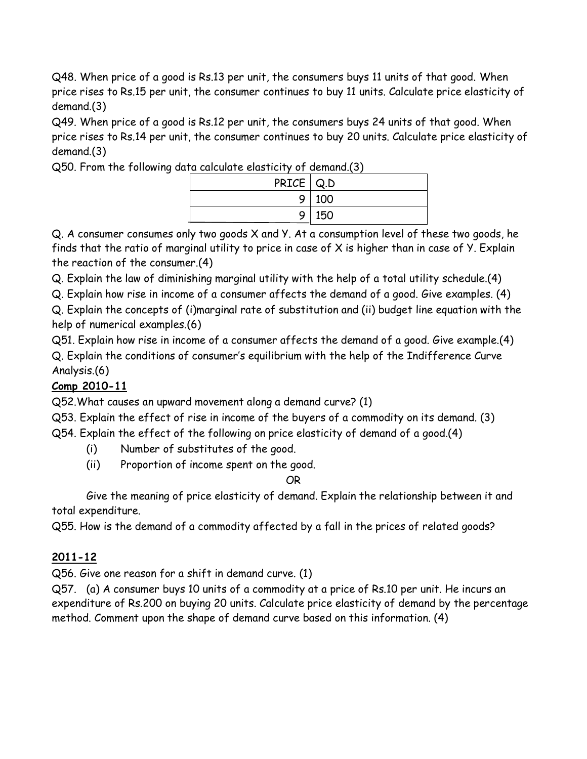Q48. When price of a good is Rs.13 per unit, the consumers buys 11 units of that good. When price rises to Rs.15 per unit, the consumer continues to buy 11 units. Calculate price elasticity of demand.(3)

Q49. When price of a good is Rs.12 per unit, the consumers buys 24 units of that good. When price rises to Rs.14 per unit, the consumer continues to buy 20 units. Calculate price elasticity of demand.(3)

Q50. From the following data calculate elasticity of demand.(3)

| PRICE | Q.D |
|---|---|
| 9 | 100 |
| 9 | 150 |

Q. A consumer consumes only two goods X and Y. At a consumption level of these two goods, he finds that the ratio of marginal utility to price in case of X is higher than in case of Y. Explain the reaction of the consumer.(4)

Q. Explain the law of diminishing marginal utility with the help of a total utility schedule.(4)

Q. Explain how rise in income of a consumer affects the demand of a good. Give examples. (4)

Q. Explain the concepts of (i)marginal rate of substitution and (ii) budget line equation with the help of numerical examples.(6)

Q51. Explain how rise in income of a consumer affects the demand of a good. Give example.(4)

Q. Explain the conditions of consumer's equilibrium with the help of the Indifference Curve Analysis.(6)

**Comp 2010-11**

Q52.What causes an upward movement along a demand curve? (1)

Q53. Explain the effect of rise in income of the buyers of a commodity on its demand. (3)

Q54. Explain the effect of the following on price elasticity of demand of a good.(4)

(i) Number of substitutes of the good.

(ii) Proportion of income spent on the good.

OR

Give the meaning of price elasticity of demand. Explain the relationship between it and total expenditure.

Q55. How is the demand of a commodity affected by a fall in the prices of related goods?

**2011-12**

Q56. Give one reason for a shift in demand curve. (1)

Q57. (a) A consumer buys 10 units of a commodity at a price of Rs.10 per unit. He incurs an expenditure of Rs.200 on buying 20 units. Calculate price elasticity of demand by the percentage method. Comment upon the shape of demand curve based on this information. (4)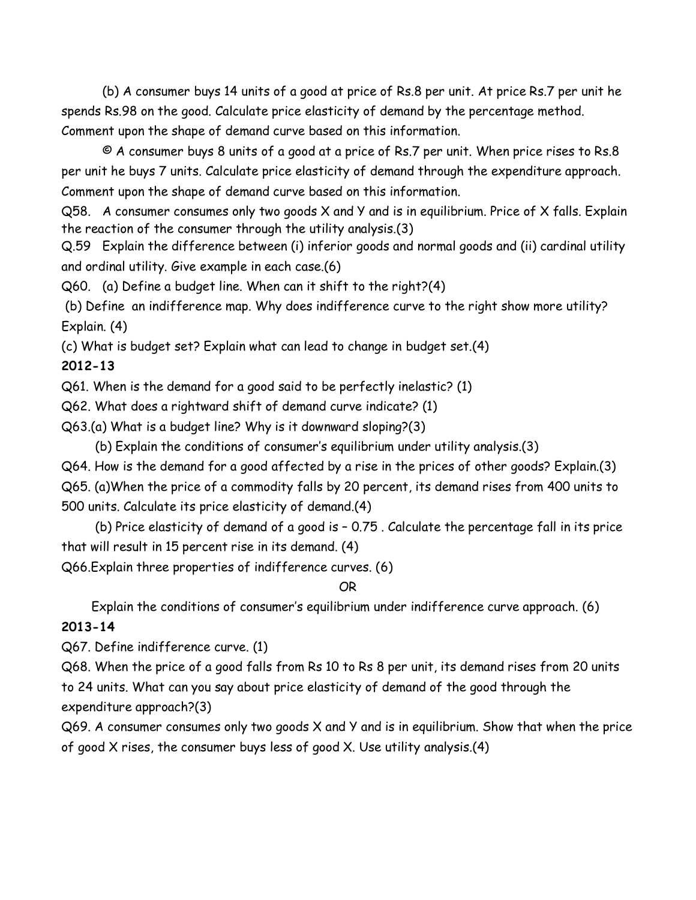(b) A consumer buys 14 units of a good at price of Rs.8 per unit. At price Rs.7 per unit he spends Rs.98 on the good. Calculate price elasticity of demand by the percentage method. Comment upon the shape of demand curve based on this information.

© A consumer buys 8 units of a good at a price of Rs.7 per unit. When price rises to Rs.8 per unit he buys 7 units. Calculate price elasticity of demand through the expenditure approach. Comment upon the shape of demand curve based on this information.

Q58. A consumer consumes only two goods X and Y and is in equilibrium. Price of X falls. Explain the reaction of the consumer through the utility analysis.(3)

Q.59 Explain the difference between (i) inferior goods and normal goods and (ii) cardinal utility and ordinal utility. Give example in each case.(6)

Q60. (a) Define a budget line. When can it shift to the right?(4)

(b) Define an indifference map. Why does indifference curve to the right show more utility? Explain. (4)

(c) What is budget set? Explain what can lead to change in budget set.(4)

**2012-13**

Q61. When is the demand for a good said to be perfectly inelastic? (1)

Q62. What does a rightward shift of demand curve indicate? (1)

Q63.(a) What is a budget line? Why is it downward sloping?(3)

(b) Explain the conditions of consumer's equilibrium under utility analysis.(3)

Q64. How is the demand for a good affected by a rise in the prices of other goods? Explain.(3)

Q65. (a)When the price of a commodity falls by 20 percent, its demand rises from 400 units to 500 units. Calculate its price elasticity of demand.(4)

(b) Price elasticity of demand of a good is – 0.75 . Calculate the percentage fall in its price that will result in 15 percent rise in its demand. (4)

Q66.Explain three properties of indifference curves. (6)

OR

Explain the conditions of consumer's equilibrium under indifference curve approach. (6)

**2013-14**

Q67. Define indifference curve. (1)

Q68. When the price of a good falls from Rs 10 to Rs 8 per unit, its demand rises from 20 units to 24 units. What can you say about price elasticity of demand of the good through the expenditure approach?(3)

Q69. A consumer consumes only two goods X and Y and is in equilibrium. Show that when the price of good X rises, the consumer buys less of good X. Use utility analysis.(4)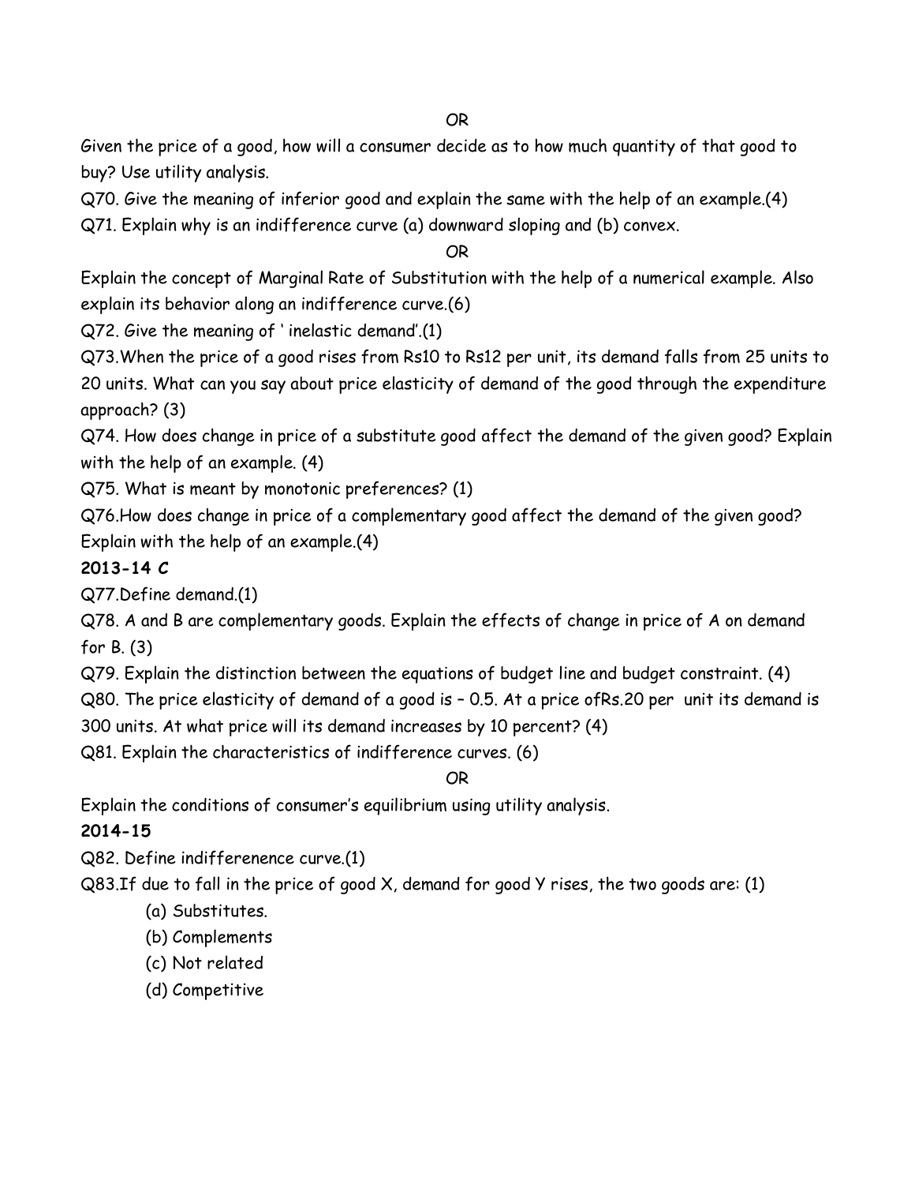OR

Given the price of a good, how will a consumer decide as to how much quantity of that good to buy? Use utility analysis.

Q70. Give the meaning of inferior good and explain the same with the help of an example.(4)

Q71. Explain why is an indifference curve (a) downward sloping and (b) convex.

OR

Explain the concept of Marginal Rate of Substitution with the help of a numerical example. Also explain its behavior along an indifference curve.(6)

Q72. Give the meaning of ' inelastic demand'.(1)

Q73.When the price of a good rises from Rs10 to Rs12 per unit, its demand falls from 25 units to 20 units. What can you say about price elasticity of demand of the good through the expenditure approach? (3)

Q74. How does change in price of a substitute good affect the demand of the given good? Explain with the help of an example. (4)

Q75. What is meant by monotonic preferences? (1)

Q76.How does change in price of a complementary good affect the demand of the given good? Explain with the help of an example.(4)

**2013-14 C**

Q77.Define demand.(1)

Q78. A and B are complementary goods. Explain the effects of change in price of A on demand for B. (3)

Q79. Explain the distinction between the equations of budget line and budget constraint. (4)

Q80. The price elasticity of demand of a good is – 0.5. At a price ofRs.20 per unit its demand is 300 units. At what price will its demand increases by 10 percent? (4)

Q81. Explain the characteristics of indifference curves. (6)

OR

Explain the conditions of consumer's equilibrium using utility analysis.

**2014-15**

Q82. Define indifferenence curve.(1)

Q83.If due to fall in the price of good X, demand for good Y rises, the two goods are: (1)

(a) Substitutes.

(b) Complements

(c) Not related

(d) Competitive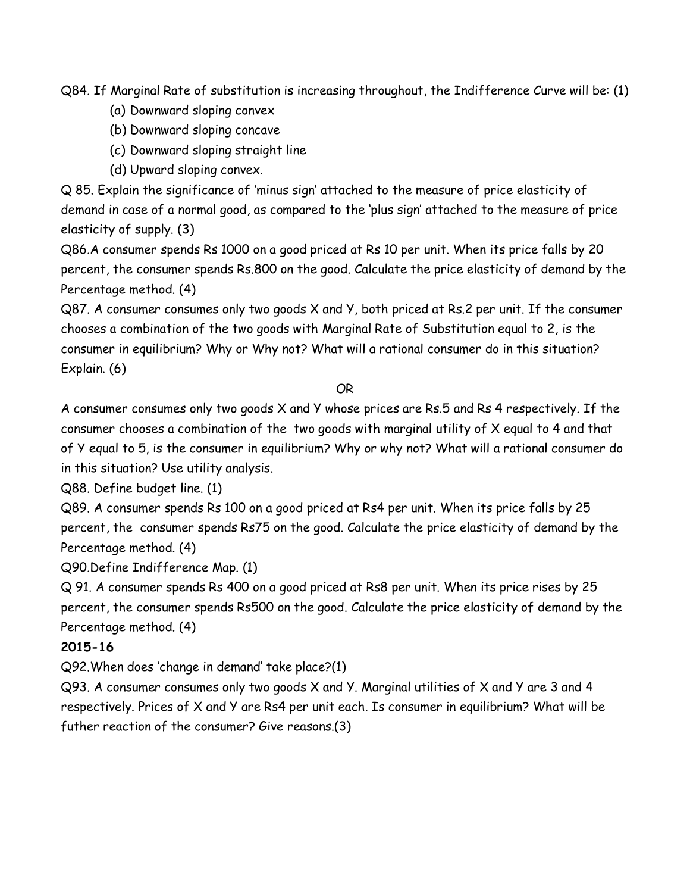Q84. If Marginal Rate of substitution is increasing throughout, the Indifference Curve will be: (1)

(a) Downward sloping convex

(b) Downward sloping concave

(c) Downward sloping straight line

(d) Upward sloping convex.

Q 85. Explain the significance of 'minus sign' attached to the measure of price elasticity of demand in case of a normal good, as compared to the 'plus sign' attached to the measure of price elasticity of supply. (3)

Q86.A consumer spends Rs 1000 on a good priced at Rs 10 per unit. When its price falls by 20 percent, the consumer spends Rs.800 on the good. Calculate the price elasticity of demand by the Percentage method. (4)

Q87. A consumer consumes only two goods X and Y, both priced at Rs.2 per unit. If the consumer chooses a combination of the two goods with Marginal Rate of Substitution equal to 2, is the consumer in equilibrium? Why or Why not? What will a rational consumer do in this situation? Explain. (6)

OR

A consumer consumes only two goods X and Y whose prices are Rs.5 and Rs 4 respectively. If the consumer chooses a combination of the two goods with marginal utility of X equal to 4 and that of Y equal to 5, is the consumer in equilibrium? Why or why not? What will a rational consumer do in this situation? Use utility analysis.

Q88. Define budget line. (1)

Q89. A consumer spends Rs 100 on a good priced at Rs4 per unit. When its price falls by 25 percent, the consumer spends Rs75 on the good. Calculate the price elasticity of demand by the Percentage method. (4)

Q90.Define Indifference Map. (1)

Q 91. A consumer spends Rs 400 on a good priced at Rs8 per unit. When its price rises by 25 percent, the consumer spends Rs500 on the good. Calculate the price elasticity of demand by the Percentage method. (4)

**2015-16**

Q92.When does 'change in demand' take place?(1)

Q93. A consumer consumes only two goods X and Y. Marginal utilities of X and Y are 3 and 4 respectively. Prices of X and Y are Rs4 per unit each. Is consumer in equilibrium? What will be futher reaction of the consumer? Give reasons.(3)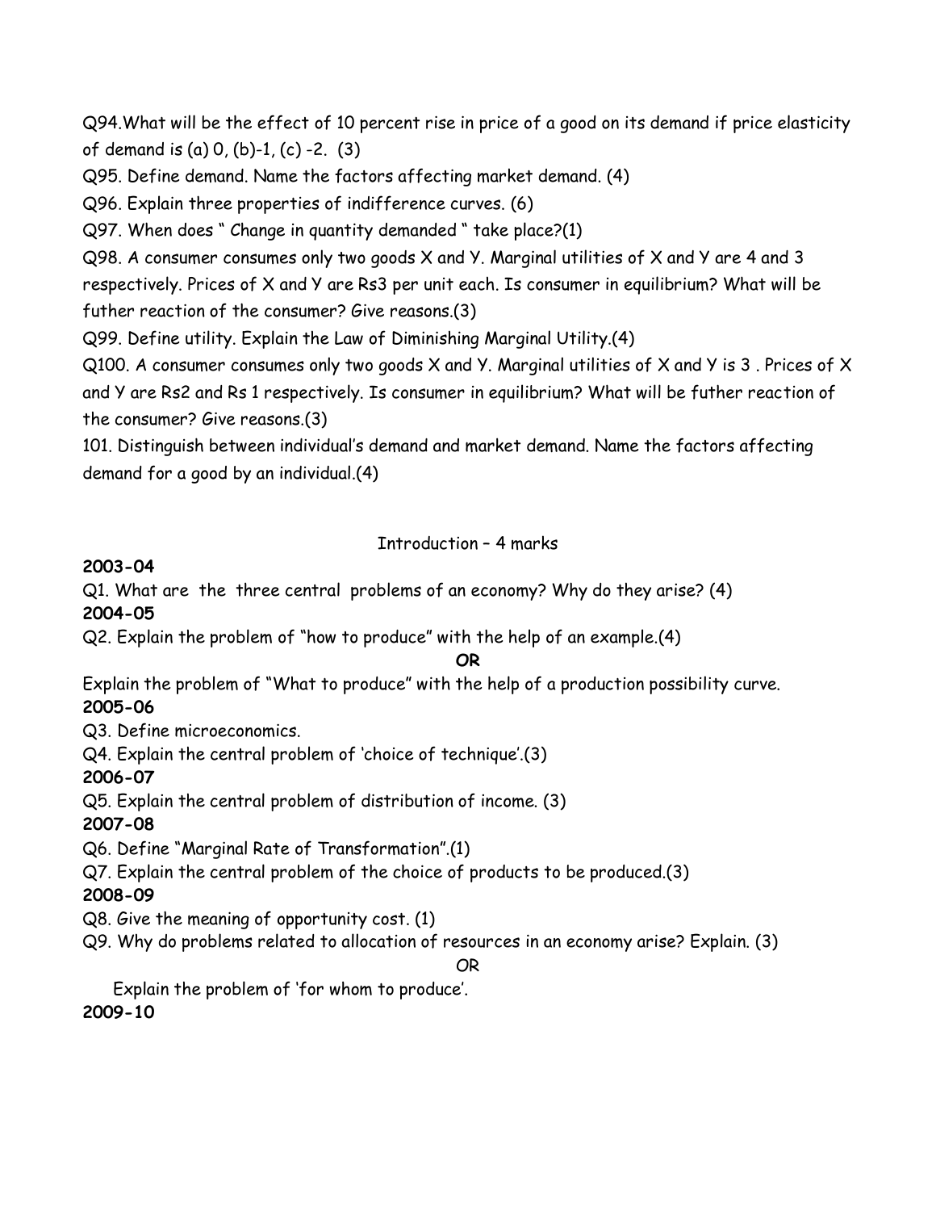Q94.What will be the effect of 10 percent rise in price of a good on its demand if price elasticity of demand is (a) 0, (b)-1, (c) -2. (3)

Q95. Define demand. Name the factors affecting market demand. (4)

Q96. Explain three properties of indifference curves. (6)

Q97. When does " Change in quantity demanded " take place?(1)

Q98. A consumer consumes only two goods X and Y. Marginal utilities of X and Y are 4 and 3 respectively. Prices of X and Y are Rs3 per unit each. Is consumer in equilibrium? What will be futher reaction of the consumer? Give reasons.(3)

Q99. Define utility. Explain the Law of Diminishing Marginal Utility.(4)

Q100. A consumer consumes only two goods X and Y. Marginal utilities of X and Y is 3 . Prices of X and Y are Rs2 and Rs 1 respectively. Is consumer in equilibrium? What will be futher reaction of the consumer? Give reasons.(3)

101. Distinguish between individual's demand and market demand. Name the factors affecting demand for a good by an individual.(4)

## Introduction – 4 marks

**2003-04**

Q1. What are the three central problems of an economy? Why do they arise? (4)

**2004-05**

Q2. Explain the problem of "how to produce" with the help of an example.(4)

**OR**

Explain the problem of "What to produce" with the help of a production possibility curve.

**2005-06**

Q3. Define microeconomics.

Q4. Explain the central problem of 'choice of technique'.(3)

**2006-07**

Q5. Explain the central problem of distribution of income. (3)

**2007-08**

Q6. Define "Marginal Rate of Transformation".(1)

Q7. Explain the central problem of the choice of products to be produced.(3)

**2008-09**

Q8. Give the meaning of opportunity cost. (1)

Q9. Why do problems related to allocation of resources in an economy arise? Explain. (3)

OR

Explain the problem of 'for whom to produce'.

**2009-10**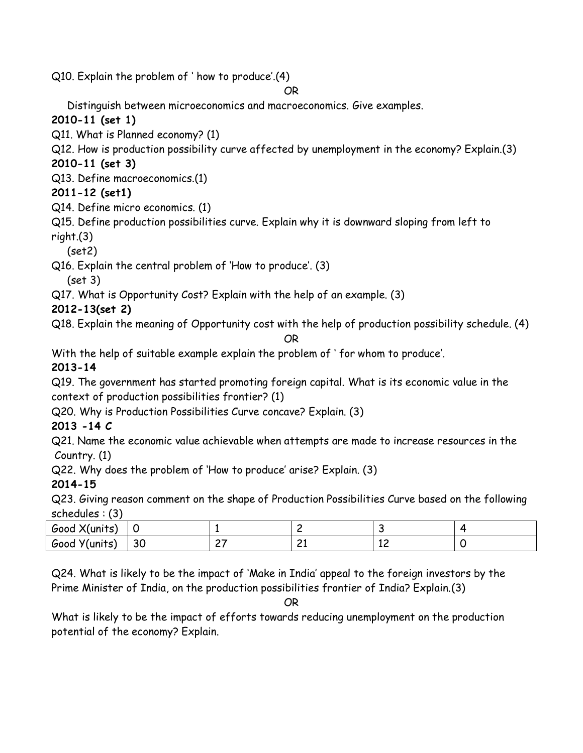Q10. Explain the problem of ' how to produce'.(4)

OR

Distinguish between microeconomics and macroeconomics. Give examples.

**2010-11 (set 1)**

Q11. What is Planned economy? (1)

Q12. How is production possibility curve affected by unemployment in the economy? Explain.(3)

**2010-11 (set 3)**

Q13. Define macroeconomics.(1)

**2011-12 (set1)**

Q14. Define micro economics. (1)

Q15. Define production possibilities curve. Explain why it is downward sloping from left to right.(3)

(set2)

Q16. Explain the central problem of 'How to produce'. (3)

(set 3)

Q17. What is Opportunity Cost? Explain with the help of an example. (3)

**2012-13(set 2)**

Q18. Explain the meaning of Opportunity cost with the help of production possibility schedule. (4)

OR

With the help of suitable example explain the problem of ' for whom to produce'.

**2013-14**

Q19. The government has started promoting foreign capital. What is its economic value in the context of production possibilities frontier? (1)

Q20. Why is Production Possibilities Curve concave? Explain. (3)

**2013 -14 C**

Q21. Name the economic value achievable when attempts are made to increase resources in the Country. (1)

Q22. Why does the problem of 'How to produce' arise? Explain. (3)

**2014-15**

Q23. Giving reason comment on the shape of Production Possibilities Curve based on the following schedules : (3)

| Good X(units) | 0 | 1 | 2 | 3 | 4 |
|---|---|---|---|---|---|
| Good Y(units) | 30 | 27 | 21 | 12 | 0 |

Q24. What is likely to be the impact of 'Make in India' appeal to the foreign investors by the Prime Minister of India, on the production possibilities frontier of India? Explain.(3)

OR

What is likely to be the impact of efforts towards reducing unemployment on the production potential of the economy? Explain.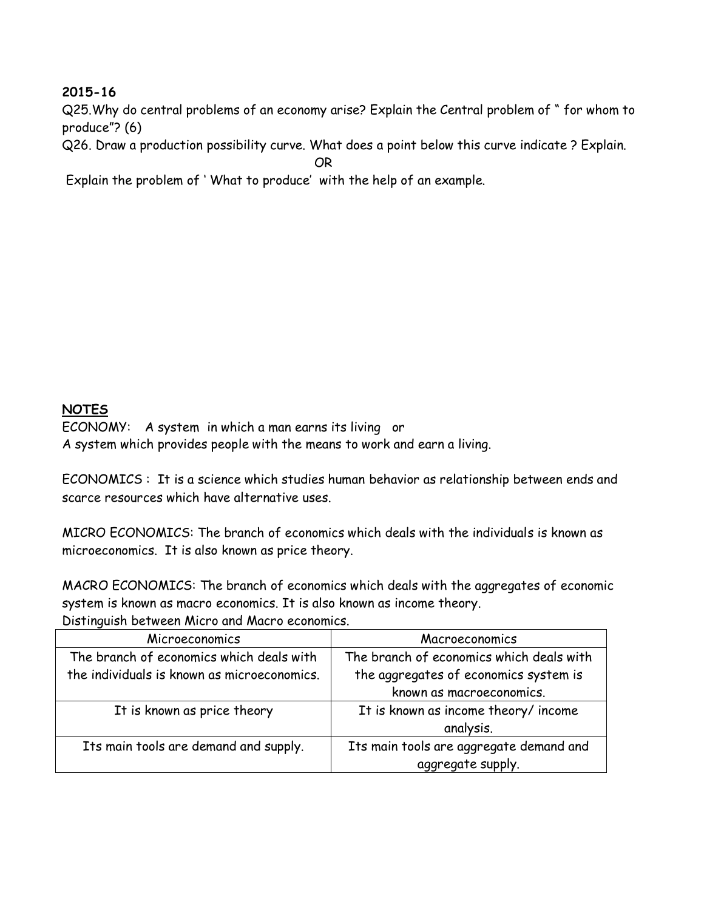**2015-16**

Q25.Why do central problems of an economy arise? Explain the Central problem of " for whom to produce"? (6)

Q26. Draw a production possibility curve. What does a point below this curve indicate ? Explain.

OR

Explain the problem of ' What to produce' with the help of an example.

**NOTES**

ECONOMY: A system in which a man earns its living or
A system which provides people with the means to work and earn a living.

ECONOMICS : It is a science which studies human behavior as relationship between ends and scarce resources which have alternative uses.

MICRO ECONOMICS: The branch of economics which deals with the individuals is known as microeconomics. It is also known as price theory.

MACRO ECONOMICS: The branch of economics which deals with the aggregates of economic system is known as macro economics. It is also known as income theory.

Distinguish between Micro and Macro economics.

| Microeconomics | Macroeconomics |
|---|---|
| The branch of economics which deals with the individuals is known as microeconomics. | The branch of economics which deals with the aggregates of economics system is known as macroeconomics. |
| It is known as price theory | It is known as income theory/ income analysis. |
| Its main tools are demand and supply. | Its main tools are aggregate demand and aggregate supply. |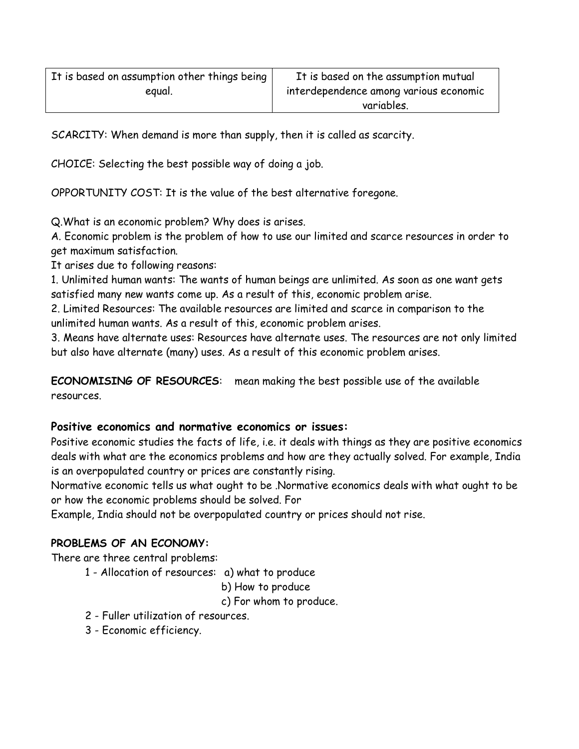| It is based on assumption other things being equal. | It is based on the assumption mutual interdependence among various economic variables. |
|---|---|

SCARCITY: When demand is more than supply, then it is called as scarcity.

CHOICE: Selecting the best possible way of doing a job.

OPPORTUNITY COST: It is the value of the best alternative foregone.

Q.What is an economic problem? Why does is arises.

A. Economic problem is the problem of how to use our limited and scarce resources in order to get maximum satisfaction.

It arises due to following reasons:

1. Unlimited human wants: The wants of human beings are unlimited. As soon as one want gets satisfied many new wants come up. As a result of this, economic problem arise.
2. Limited Resources: The available resources are limited and scarce in comparison to the unlimited human wants. As a result of this, economic problem arises.
3. Means have alternate uses: Resources have alternate uses. The resources are not only limited but also have alternate (many) uses. As a result of this economic problem arises.

**ECONOMISING OF RESOURCES**: mean making the best possible use of the available resources.

**Positive economics and normative economics or issues:**

Positive economic studies the facts of life, i.e. it deals with things as they are positive economics deals with what are the economics problems and how are they actually solved. For example, India is an overpopulated country or prices are constantly rising.

Normative economic tells us what ought to be .Normative economics deals with what ought to be or how the economic problems should be solved. For
Example, India should not be overpopulated country or prices should not rise.

**PROBLEMS OF AN ECONOMY:**

There are three central problems:

1 - Allocation of resources: a) what to produce
   b) How to produce
   c) For whom to produce.

2 - Fuller utilization of resources.

3 - Economic efficiency.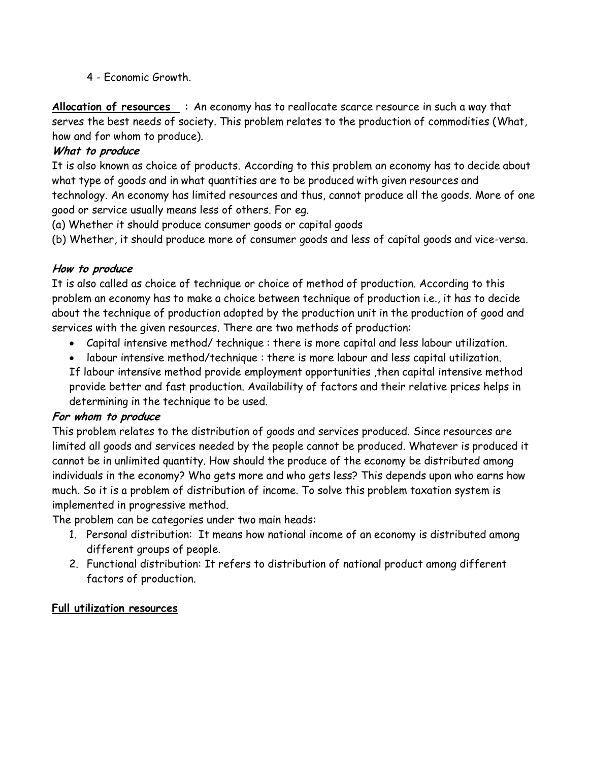4 - Economic Growth.

**Allocation of resources :** An economy has to reallocate scarce resource in such a way that serves the best needs of society. This problem relates to the production of commodities (What, how and for whom to produce).

***What to produce***

It is also known as choice of products. According to this problem an economy has to decide about what type of goods and in what quantities are to be produced with given resources and technology. An economy has limited resources and thus, cannot produce all the goods. More of one good or service usually means less of others. For eg.

(a) Whether it should produce consumer goods or capital goods

(b) Whether, it should produce more of consumer goods and less of capital goods and vice-versa.

***How to produce***

It is also called as choice of technique or choice of method of production. According to this problem an economy has to make a choice between technique of production i.e., it has to decide about the technique of production adopted by the production unit in the production of good and services with the given resources. There are two methods of production:

- Capital intensive method/ technique : there is more capital and less labour utilization.
- labour intensive method/technique : there is more labour and less capital utilization.

If labour intensive method provide employment opportunities ,then capital intensive method provide better and fast production. Availability of factors and their relative prices helps in determining in the technique to be used.

***For whom to produce***

This problem relates to the distribution of goods and services produced. Since resources are limited all goods and services needed by the people cannot be produced. Whatever is produced it cannot be in unlimited quantity. How should the produce of the economy be distributed among individuals in the economy? Who gets more and who gets less? This depends upon who earns how much. So it is a problem of distribution of income. To solve this problem taxation system is implemented in progressive method.

The problem can be categories under two main heads:

1. Personal distribution: It means how national income of an economy is distributed among different groups of people.
2. Functional distribution: It refers to distribution of national product among different factors of production.

**Full utilization resources**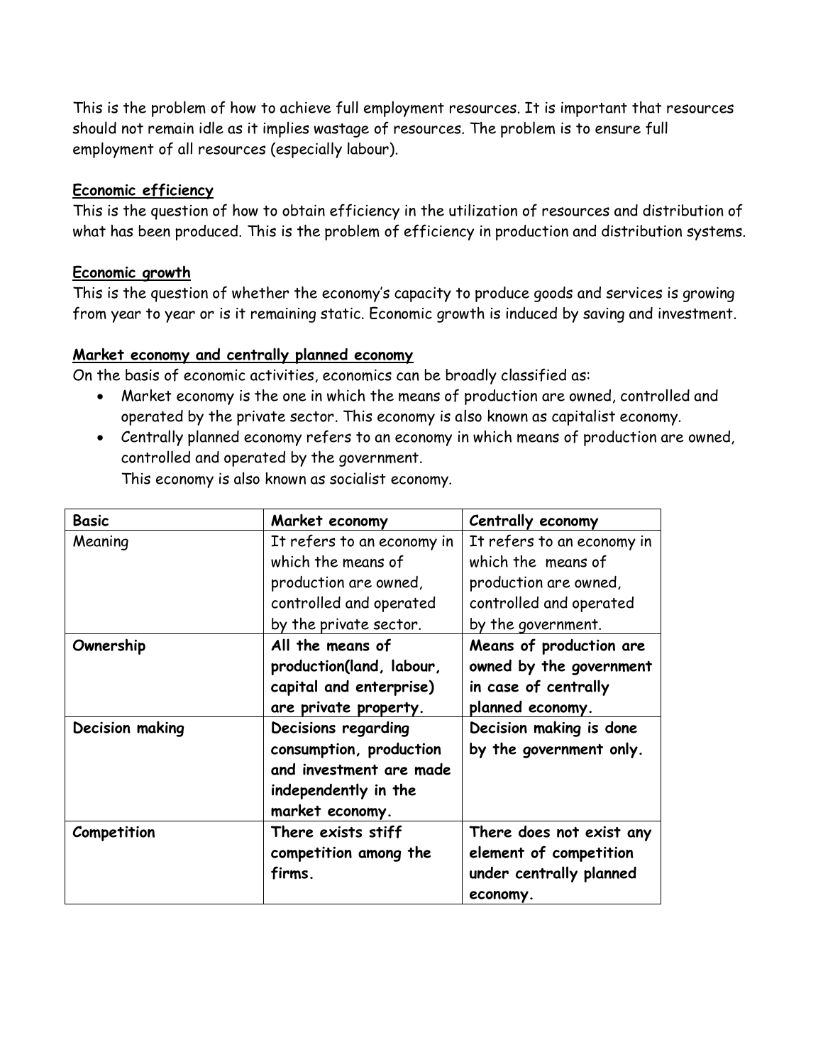This is the problem of how to achieve full employment resources. It is important that resources should not remain idle as it implies wastage of resources. The problem is to ensure full employment of all resources (especially labour).

**Economic efficiency**

This is the question of how to obtain efficiency in the utilization of resources and distribution of what has been produced. This is the problem of efficiency in production and distribution systems.

**Economic growth**

This is the question of whether the economy's capacity to produce goods and services is growing from year to year or is it remaining static. Economic growth is induced by saving and investment.

**Market economy and centrally planned economy**

On the basis of economic activities, economics can be broadly classified as:

- Market economy is the one in which the means of production are owned, controlled and operated by the private sector. This economy is also known as capitalist economy.
- Centrally planned economy refers to an economy in which means of production are owned, controlled and operated by the government.
  This economy is also known as socialist economy.

| Basic | Market economy | Centrally economy |
|---|---|---|
| Meaning | It refers to an economy in which the means of production are owned, controlled and operated by the private sector. | It refers to an economy in which the means of production are owned, controlled and operated by the government. |
| **Ownership** | **All the means of production(land, labour, capital and enterprise) are private property.** | **Means of production are owned by the government in case of centrally planned economy.** |
| **Decision making** | **Decisions regarding consumption, production and investment are made independently in the market economy.** | **Decision making is done by the government only.** |
| **Competition** | **There exists stiff competition among the firms.** | **There does not exist any element of competition under centrally planned economy.** |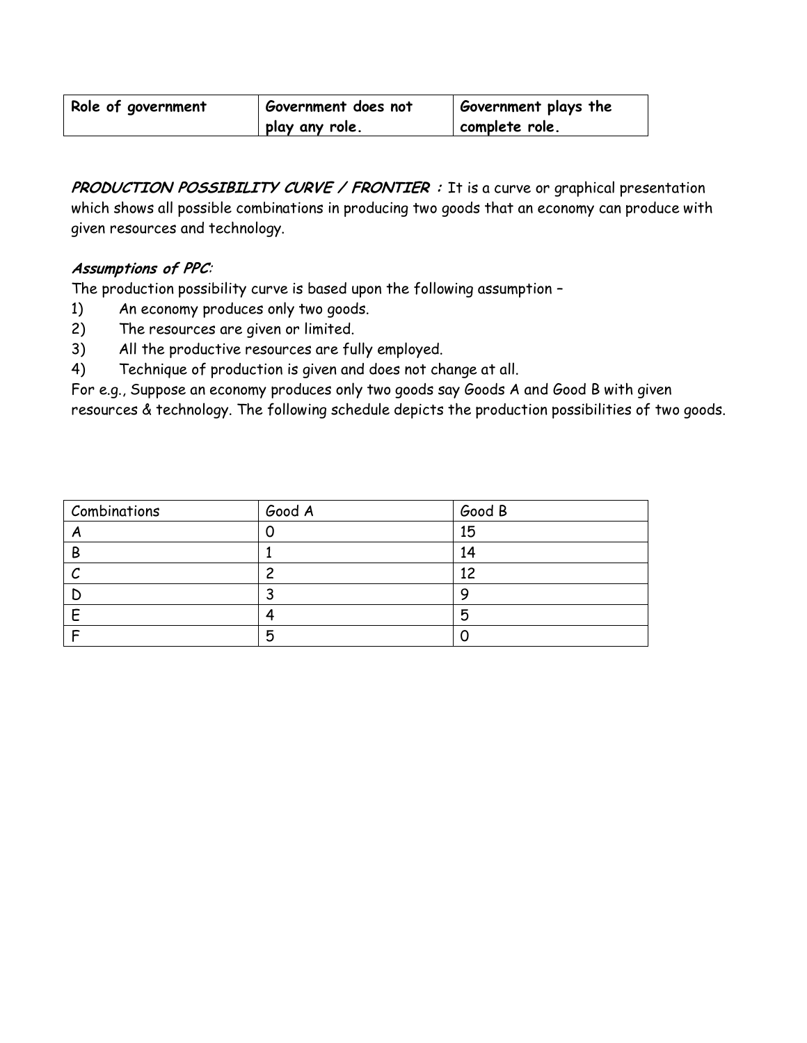| Role of government | Government does not play any role. | Government plays the complete role. |
|---|---|---|

***PRODUCTION POSSIBILITY CURVE / FRONTIER :*** It is a curve or graphical presentation which shows all possible combinations in producing two goods that an economy can produce with given resources and technology.

***Assumptions of PPC:***

The production possibility curve is based upon the following assumption –

1) An economy produces only two goods.
2) The resources are given or limited.
3) All the productive resources are fully employed.
4) Technique of production is given and does not change at all.

For e.g., Suppose an economy produces only two goods say Goods A and Good B with given resources & technology. The following schedule depicts the production possibilities of two goods.

| Combinations | Good A | Good B |
|---|---|---|
| A | 0 | 15 |
| B | 1 | 14 |
| C | 2 | 12 |
| D | 3 | 9 |
| E | 4 | 5 |
| F | 5 | 0 |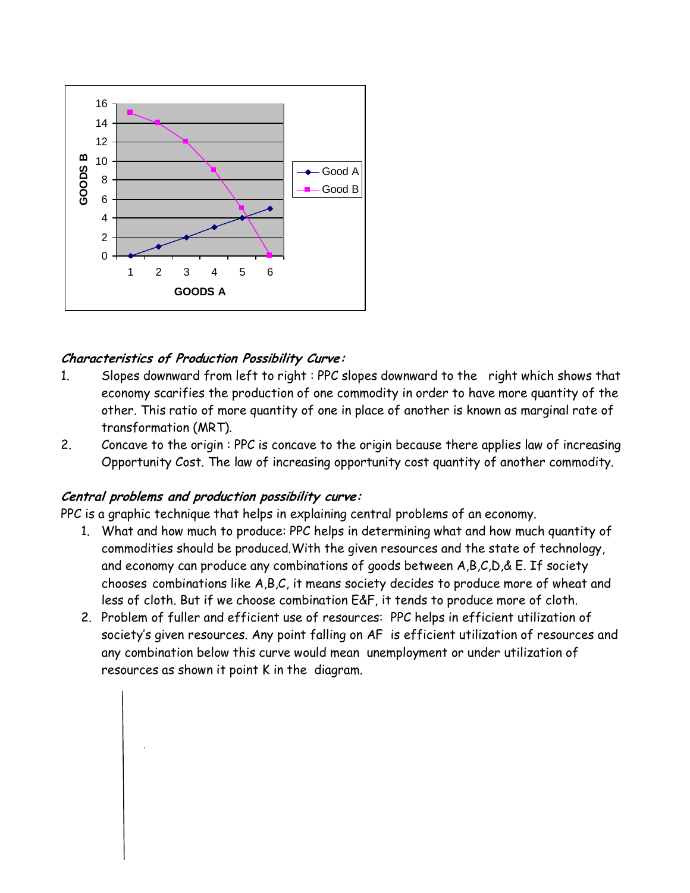***Characteristics of Production Possibility Curve:***

1. Slopes downward from left to right : PPC slopes downward to the right which shows that economy scarifies the production of one commodity in order to have more quantity of the other. This ratio of more quantity of one in place of another is known as marginal rate of transformation (MRT).
2. Concave to the origin : PPC is concave to the origin because there applies law of increasing Opportunity Cost. The law of increasing opportunity cost quantity of another commodity.

***Central problems and production possibility curve:***

PPC is a graphic technique that helps in explaining central problems of an economy.

1. What and how much to produce: PPC helps in determining what and how much quantity of commodities should be produced.With the given resources and the state of technology, and economy can produce any combinations of goods between A,B,C,D,& E. If society chooses combinations like A,B,C, it means society decides to produce more of wheat and less of cloth. But if we choose combination E&F, it tends to produce more of cloth.
2. Problem of fuller and efficient use of resources: PPC helps in efficient utilization of society's given resources. Any point falling on AF is efficient utilization of resources and any combination below this curve would mean unemployment or under utilization of resources as shown it point K in the diagram.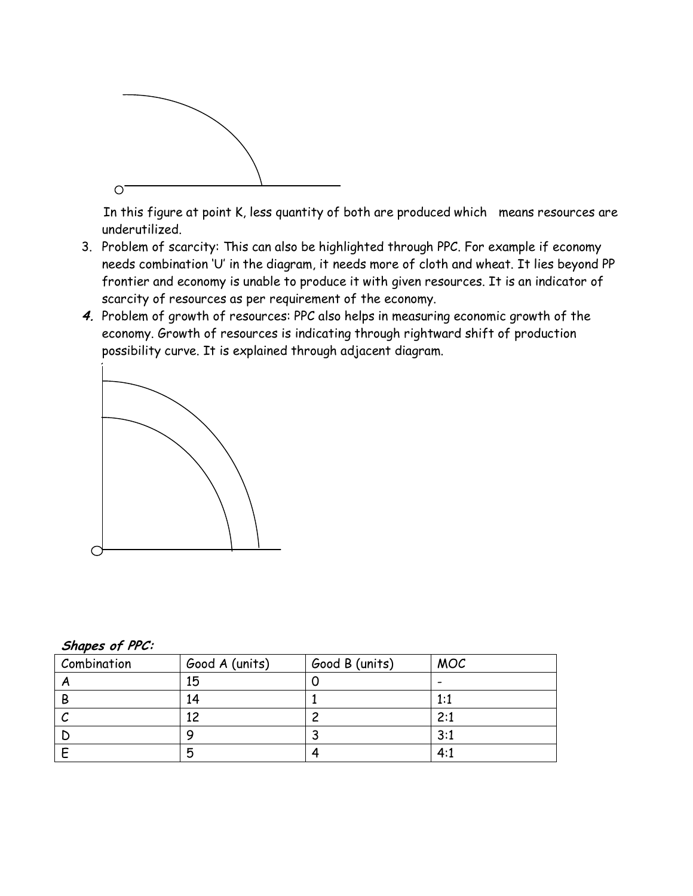In this figure at point K, less quantity of both are produced which means resources are underutilized.

3. Problem of scarcity: This can also be highlighted through PPC. For example if economy needs combination 'U' in the diagram, it needs more of cloth and wheat. It lies beyond PP frontier and economy is unable to produce it with given resources. It is an indicator of scarcity of resources as per requirement of the economy.
4. Problem of growth of resources: PPC also helps in measuring economic growth of the economy. Growth of resources is indicating through rightward shift of production possibility curve. It is explained through adjacent diagram.

***Shapes of PPC:***

| Combination | Good A (units) | Good B (units) | MOC |
|---|---|---|---|
| A | 15 | 0 | - |
| B | 14 | 1 | 1:1 |
| C | 12 | 2 | 2:1 |
| D | 9 | 3 | 3:1 |
| E | 5 | 4 | 4:1 |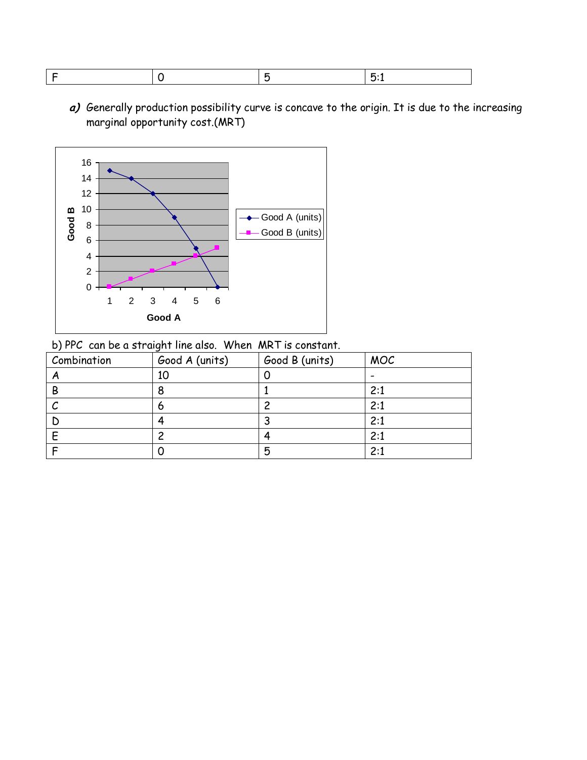| F | 0 | 5 | 5:1 |
|---|---|---|---|

***a)*** Generally production possibility curve is concave to the origin. It is due to the increasing marginal opportunity cost.(MRT)

b) PPC can be a straight line also. When MRT is constant.

| Combination | Good A (units) | Good B (units) | MOC |
|---|---|---|---|
| A | 10 | 0 | - |
| B | 8 | 1 | 2:1 |
| C | 6 | 2 | 2:1 |
| D | 4 | 3 | 2:1 |
| E | 2 | 4 | 2:1 |
| F | 0 | 5 | 2:1 |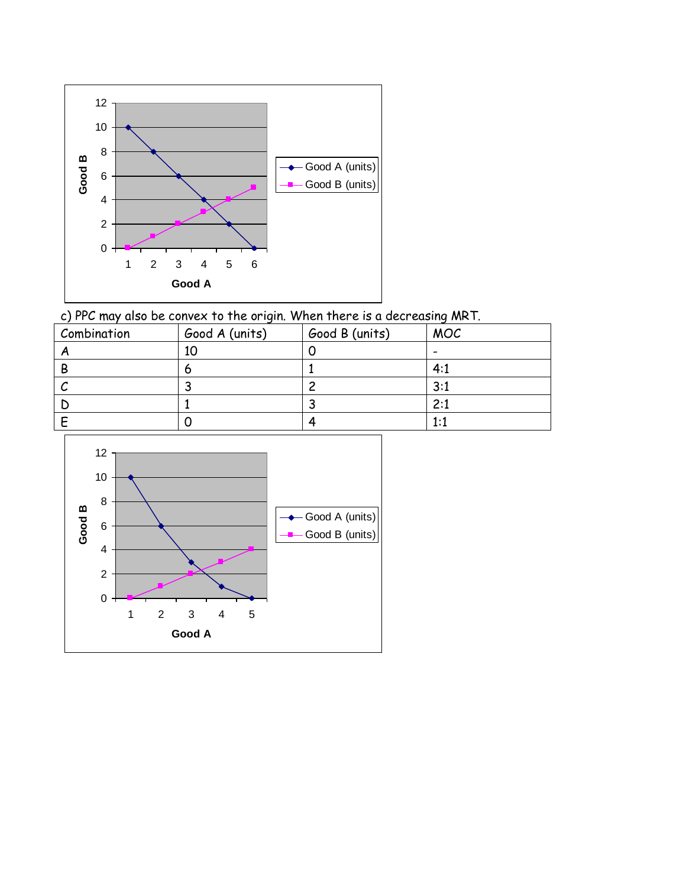12
10
8
6
4
2
0
Good B
1 2 3 4 5 6
Good A
Good A (units)
Good B (units)

c) PPC may also be convex to the origin. When there is a decreasing MRT.

| Combination | Good A (units) | Good B (units) | MOC |
|---|---|---|---|
| A | 10 | 0 | - |
| B | 6 | 1 | 4:1 |
| C | 3 | 2 | 3:1 |
| D | 1 | 3 | 2:1 |
| E | 0 | 4 | 1:1 |

12
10
8
6
4
2
0
Good B
1 2 3 4 5
Good A
Good A (units)
Good B (units)